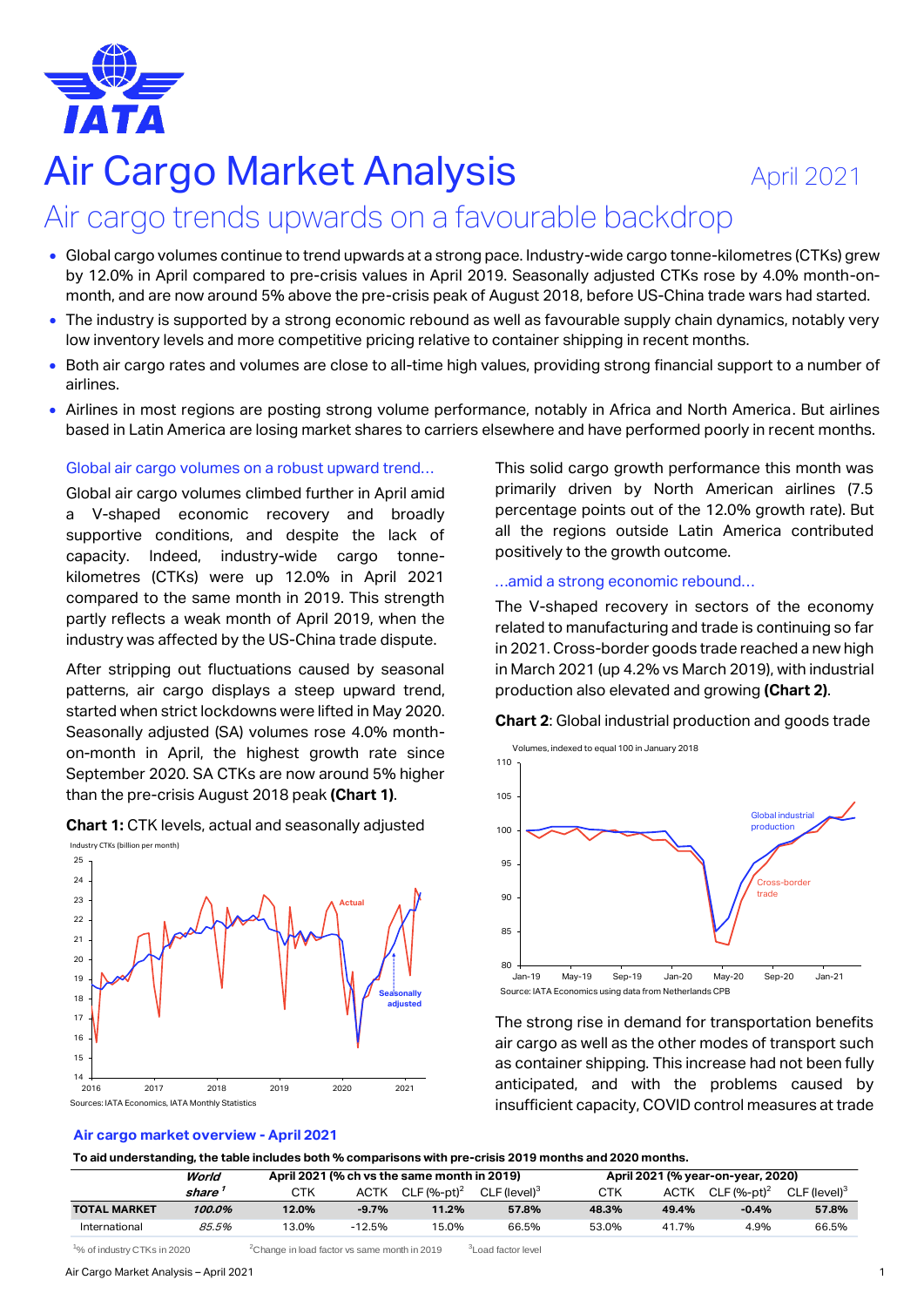# Air Cargo Market Analysis

April 2021

## Air cargo trends upwards on a favourable backdrop

- Global cargo volumes continue to trend upwards at a strong pace. Industry-wide cargo tonne-kilometres (CTKs) grew by 12.0% in April compared to pre-crisis values in April 2019. Seasonally adjusted CTKs rose by 4.0% month-on-month, and are now around 5% above the pre-crisis peak of August 2018, before US-China trade wars had started.
- The industry is supported by a strong economic rebound as well as favourable supply chain dynamics, notably very low inventory levels and more competitive pricing relative to container shipping in recent months.
- Both air cargo rates and volumes are close to all-time high values, providing strong financial support to a number of airlines.
- Airlines in most regions are posting strong volume performance, notably in Africa and North America. But airlines based in Latin America are losing market shares to carriers elsewhere and have performed poorly in recent months.

### Global air cargo volumes on a robust upward trend…

Global air cargo volumes climbed further in April amid a V-shaped economic recovery and broadly supportive conditions, and despite the lack of capacity. Indeed, industry-wide cargo tonne-kilometres (CTKs) were up 12.0% in April 2021 compared to the same month in 2019. This strength partly reflects a weak month of April 2019, when the industry was affected by the US-China trade dispute.

After stripping out fluctuations caused by seasonal patterns, air cargo displays a steep upward trend, started when strict lockdowns were lifted in May 2020. Seasonally adjusted (SA) volumes rose 4.0% month-on-month in April, the highest growth rate since September 2020. SA CTKs are now around 5% higher than the pre-crisis August 2018 peak **(Chart 1)**.

**Chart 1:** CTK levels, actual and seasonally adjusted

Sources: IATA Economics, IATA Monthly Statistics

This solid cargo growth performance this month was primarily driven by North American airlines (7.5 percentage points out of the 12.0% growth rate). But all the regions outside Latin America contributed positively to the growth outcome.

### …amid a strong economic rebound…

The V-shaped recovery in sectors of the economy related to manufacturing and trade is continuing so far in 2021. Cross-border goods trade reached a new high in March 2021 (up 4.2% vs March 2019), with industrial production also elevated and growing **(Chart 2)**.

**Chart 2**: Global industrial production and goods trade

Source: IATA Economics using data from Netherlands CPB

The strong rise in demand for transportation benefits air cargo as well as the other modes of transport such as container shipping. This increase had not been fully anticipated, and with the problems caused by insufficient capacity, COVID control measures at trade

### Air cargo market overview - April 2021

**To aid understanding, the table includes both % comparisons with pre-crisis 2019 months and 2020 months.**

| | World share[1] | April 2021 (% ch vs the same month in 2019) | | | | April 2021 (% year-on-year, 2020) | | | |
|---|---|---|---|---|---|---|---|---|---|
| | | CTK | ACTK | CLF (%-pt)[2] | CLF (level)[3] | CTK | ACTK | CLF (%-pt)[2] | CLF (level)[3] |
| **TOTAL MARKET** | ***100.0%*** | **12.0%** | **-9.7%** | **11.2%** | **57.8%** | **48.3%** | **49.4%** | **-0.4%** | **57.8%** |
| International | *85.5%* | 13.0% | -12.5% | 15.0% | 66.5% | 53.0% | 41.7% | 4.9% | 66.5% |

[1]% of industry CTKs in 2020 [2]Change in load factor vs same month in 2019 [3]Load factor level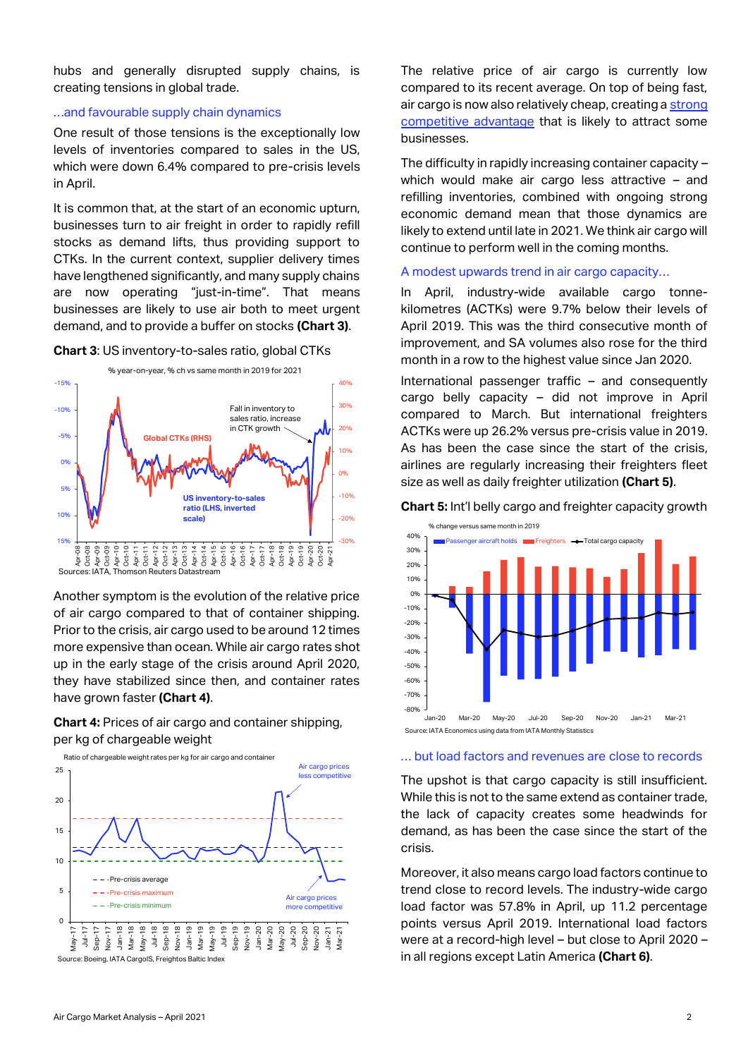hubs and generally disrupted supply chains, is creating tensions in global trade.

### ...and favourable supply chain dynamics

One result of those tensions is the exceptionally low levels of inventories compared to sales in the US, which were down 6.4% compared to pre-crisis levels in April.

It is common that, at the start of an economic upturn, businesses turn to air freight in order to rapidly refill stocks as demand lifts, thus providing support to CTKs. In the current context, supplier delivery times have lengthened significantly, and many supply chains are now operating "just-in-time". That means businesses are likely to use air both to meet urgent demand, and to provide a buffer on stocks **(Chart 3)**.

**Chart 3**: US inventory-to-sales ratio, global CTKs

% year-on-year, % ch vs same month in 2019 for 2021

Sources: IATA, Thomson Reuters Datastream

Another symptom is the evolution of the relative price of air cargo compared to that of container shipping. Prior to the crisis, air cargo used to be around 12 times more expensive than ocean. While air cargo rates shot up in the early stage of the crisis around April 2020, they have stabilized since then, and container rates have grown faster **(Chart 4)**.

**Chart 4:** Prices of air cargo and container shipping, per kg of chargeable weight

Ratio of chargeable weight rates per kg for air cargo and container

Source: Boeing, IATA CargoIS, Freightos Baltic Index

The relative price of air cargo is currently low compared to its recent average. On top of being fast, air cargo is now also relatively cheap, creating a strong competitive advantage that is likely to attract some businesses.

The difficulty in rapidly increasing container capacity – which would make air cargo less attractive – and refilling inventories, combined with ongoing strong economic demand mean that those dynamics are likely to extend until late in 2021. We think air cargo will continue to perform well in the coming months.

### A modest upwards trend in air cargo capacity…

In April, industry-wide available cargo tonne-kilometres (ACTKs) were 9.7% below their levels of April 2019. This was the third consecutive month of improvement, and SA volumes also rose for the third month in a row to the highest value since Jan 2020.

International passenger traffic – and consequently cargo belly capacity – did not improve in April compared to March. But international freighters ACTKs were up 26.2% versus pre-crisis value in 2019. As has been the case since the start of the crisis, airlines are regularly increasing their freighters fleet size as well as daily freighter utilization **(Chart 5)**.

**Chart 5:** Int'l belly cargo and freighter capacity growth

% change versus same month in 2019

Source: IATA Economics using data from IATA Monthly Statistics

### ... but load factors and revenues are close to records

The upshot is that cargo capacity is still insufficient. While this is not to the same extend as container trade, the lack of capacity creates some headwinds for demand, as has been the case since the start of the crisis.

Moreover, it also means cargo load factors continue to trend close to record levels. The industry-wide cargo load factor was 57.8% in April, up 11.2 percentage points versus April 2019. International load factors were at a record-high level – but close to April 2020 – in all regions except Latin America **(Chart 6)**.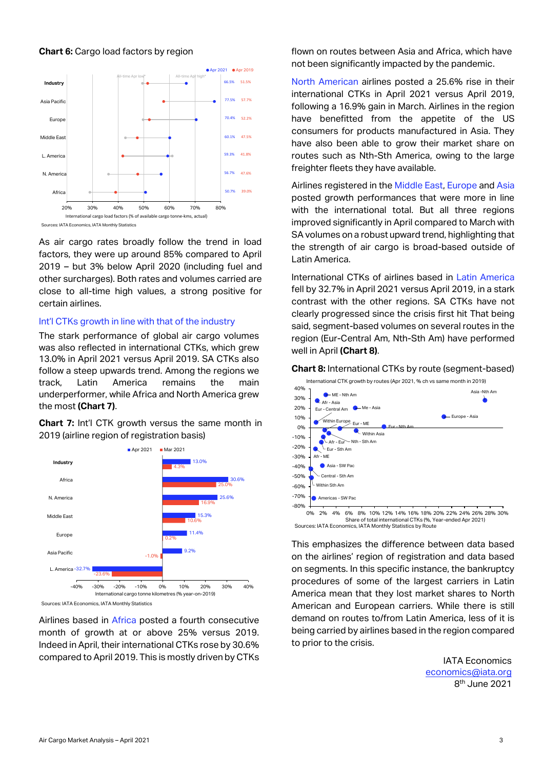**Chart 6:** Cargo load factors by region

| Region | Apr 2021 | Apr 2019 |
|---|---|---|
| Industry | 66.5% | 51.5% |
| Asia Pacific | 77.5% | 57.7% |
| Europe | 70.4% | 52.2% |
| Middle East | 60.1% | 47.5% |
| L. America | 59.3% | 41.8% |
| N. America | 56.7% | 47.6% |
| Africa | 50.7% | 39.0% |

International cargo load factors (% of available cargo tonne-kms, actual)

Sources: IATA Economics, IATA Monthly Statistics

As air cargo rates broadly follow the trend in load factors, they were up around 85% compared to April 2019 – but 3% below April 2020 (including fuel and other surcharges). Both rates and volumes carried are close to all-time high values, a strong positive for certain airlines.

## Int'l CTKs growth in line with that of the industry

The stark performance of global air cargo volumes was also reflected in international CTKs, which grew 13.0% in April 2021 versus April 2019. SA CTKs also follow a steep upwards trend. Among the regions we track, Latin America remains the main underperformer, while Africa and North America grew the most **(Chart 7)**.

**Chart 7:** Int'l CTK growth versus the same month in 2019 (airline region of registration basis)

| Region | Apr 2021 | Mar 2021 |
|---|---|---|
| Industry | 13.0% | 4.3% |
| Africa | 30.6% | 25.0% |
| N. America | 25.6% | 16.9% |
| Middle East | 15.3% | 10.6% |
| Europe | 11.4% | 0.2% |
| Asia Pacific | 9.2% | -1.0% |
| L. America | -32.7% | -23.6% |

International cargo tonne kilometres (% year-on-2019)

Sources: IATA Economics, IATA Monthly Statistics

Airlines based in Africa posted a fourth consecutive month of growth at or above 25% versus 2019. Indeed in April, their international CTKs rose by 30.6% compared to April 2019. This is mostly driven by CTKs flown on routes between Asia and Africa, which have not been significantly impacted by the pandemic.

North American airlines posted a 25.6% rise in their international CTKs in April 2021 versus April 2019, following a 16.9% gain in March. Airlines in the region have benefitted from the appetite of the US consumers for products manufactured in Asia. They have also been able to grow their market share on routes such as Nth-Sth America, owing to the large freighter fleets they have available.

Airlines registered in the Middle East, Europe and Asia posted growth performances that were more in line with the international total. But all three regions improved significantly in April compared to March with SA volumes on a robust upward trend, highlighting that the strength of air cargo is broad-based outside of Latin America.

International CTKs of airlines based in Latin America fell by 32.7% in April 2021 versus April 2019, in a stark contrast with the other regions. SA CTKs have not clearly progressed since the crisis first hit That being said, segment-based volumes on several routes in the region (Eur-Central Am, Nth-Sth Am) have performed well in April **(Chart 8)**.

**Chart 8:** International CTKs by route (segment-based)

International CTK growth by routes (Apr 2021, % ch vs same month in 2019)

Routes shown: ME - Nth Am, Afr - Asia, Eur - Central Am, Me - Asia, Asia -Nth Am, Europe - Asia, Within Europe, Eur - ME, Eur - Nth Am, Within Asia, Afr - Eur, Nth - Sth Am, Eur - Sth Am, Afr - ME, Asia - SW Pac, Central - Sth Am, Within Sth Am, Americas - SW Pac

Share of total international CTKs (%, Year-ended Apr 2021)

Sources: IATA Economics, IATA Monthly Statistics by Route

This emphasizes the difference between data based on the airlines' region of registration and data based on segments. In this specific instance, the bankruptcy procedures of some of the largest carriers in Latin America mean that they lost market shares to North American and European carriers. While there is still demand on routes to/from Latin America, less of it is being carried by airlines based in the region compared to prior to the crisis.

IATA Economics
economics@iata.org
8th June 2021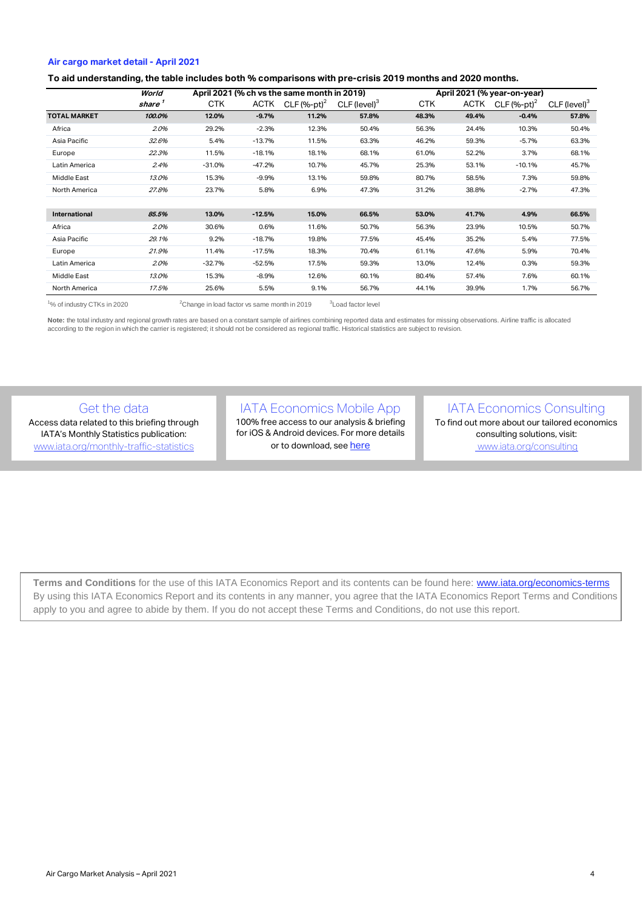### Air cargo market detail - April 2021

**To aid understanding, the table includes both % comparisons with pre-crisis 2019 months and 2020 months.**

| | World share[1] | April 2021 (% ch vs the same month in 2019) | | | | April 2021 (% year-on-year) | | | |
|---|---|---|---|---|---|---|---|---|---|
| | | CTK | ACTK | CLF (%-pt)[2] | CLF (level)[3] | CTK | ACTK | CLF (%-pt)[2] | CLF (level)[3] |
| **TOTAL MARKET** | ***100.0%*** | **12.0%** | **-9.7%** | **11.2%** | **57.8%** | **48.3%** | **49.4%** | **-0.4%** | **57.8%** |
| Africa | *2.0%* | 29.2% | -2.3% | 12.3% | 50.4% | 56.3% | 24.4% | 10.3% | 50.4% |
| Asia Pacific | *32.6%* | 5.4% | -13.7% | 11.5% | 63.3% | 46.2% | 59.3% | -5.7% | 63.3% |
| Europe | *22.3%* | 11.5% | -18.1% | 18.1% | 68.1% | 61.0% | 52.2% | 3.7% | 68.1% |
| Latin America | *2.4%* | -31.0% | -47.2% | 10.7% | 45.7% | 25.3% | 53.1% | -10.1% | 45.7% |
| Middle East | *13.0%* | 15.3% | -9.9% | 13.1% | 59.8% | 80.7% | 58.5% | 7.3% | 59.8% |
| North America | *27.8%* | 23.7% | 5.8% | 6.9% | 47.3% | 31.2% | 38.8% | -2.7% | 47.3% |
| **International** | ***85.5%*** | **13.0%** | **-12.5%** | **15.0%** | **66.5%** | **53.0%** | **41.7%** | **4.9%** | **66.5%** |
| Africa | *2.0%* | 30.6% | 0.6% | 11.6% | 50.7% | 56.3% | 23.9% | 10.5% | 50.7% |
| Asia Pacific | *29.1%* | 9.2% | -18.7% | 19.8% | 77.5% | 45.4% | 35.2% | 5.4% | 77.5% |
| Europe | *21.9%* | 11.4% | -17.5% | 18.3% | 70.4% | 61.1% | 47.6% | 5.9% | 70.4% |
| Latin America | *2.0%* | -32.7% | -52.5% | 17.5% | 59.3% | 13.0% | 12.4% | 0.3% | 59.3% |
| Middle East | *13.0%* | 15.3% | -8.9% | 12.6% | 60.1% | 80.4% | 57.4% | 7.6% | 60.1% |
| North America | *17.5%* | 25.6% | 5.5% | 9.1% | 56.7% | 44.1% | 39.9% | 1.7% | 56.7% |

[1]% of industry CTKs in 2020 [2]Change in load factor vs same month in 2019 [3]Load factor level

**Note:** the total industry and regional growth rates are based on a constant sample of airlines combining reported data and estimates for missing observations. Airline traffic is allocated according to the region in which the carrier is registered; it should not be considered as regional traffic. Historical statistics are subject to revision.

## Get the data

Access data related to this briefing through IATA's Monthly Statistics publication: www.iata.org/monthly-traffic-statistics

## IATA Economics Mobile App

100% free access to our analysis & briefing for iOS & Android devices. For more details or to download, see here

## IATA Economics Consulting

To find out more about our tailored economics consulting solutions, visit: www.iata.org/consulting

**Terms and Conditions** for the use of this IATA Economics Report and its contents can be found here: www.iata.org/economics-terms
By using this IATA Economics Report and its contents in any manner, you agree that the IATA Economics Report Terms and Conditions apply to you and agree to abide by them. If you do not accept these Terms and Conditions, do not use this report.